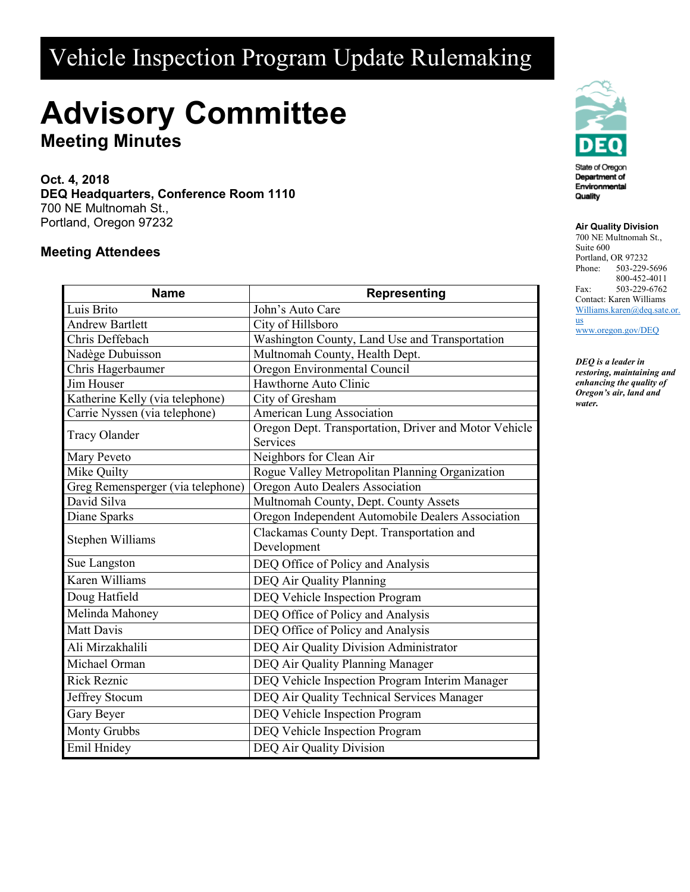# Vehicle Inspection Program Update Rulemaking

# Advisory Committee

## Meeting Minutes

**Oct. 4, 2018**
**DEQ Headquarters, Conference Room 1110**
700 NE Multnomah St.,
Portland, Oregon 97232

State of Oregon
Department of Environmental Quality

**Air Quality Division**
700 NE Multnomah St.,
Suite 600
Portland, OR 97232
Phone: 503-229-5696
800-452-4011
Fax: 503-229-6762
Contact: Karen Williams
Williams.karen@deq.sate.or.us
www.oregon.gov/DEQ

***DEQ is a leader in restoring, maintaining and enhancing the quality of Oregon's air, land and water.***

### Meeting Attendees

| Name | Representing |
|---|---|
| Luis Brito | John's Auto Care |
| Andrew Bartlett | City of Hillsboro |
| Chris Deffebach | Washington County, Land Use and Transportation |
| Nadège Dubuisson | Multnomah County, Health Dept. |
| Chris Hagerbaumer | Oregon Environmental Council |
| Jim Houser | Hawthorne Auto Clinic |
| Katherine Kelly (via telephone) | City of Gresham |
| Carrie Nyssen (via telephone) | American Lung Association |
| Tracy Olander | Oregon Dept. Transportation, Driver and Motor Vehicle Services |
| Mary Peveto | Neighbors for Clean Air |
| Mike Quilty | Rogue Valley Metropolitan Planning Organization |
| Greg Remensperger (via telephone) | Oregon Auto Dealers Association |
| David Silva | Multnomah County, Dept. County Assets |
| Diane Sparks | Oregon Independent Automobile Dealers Association |
| Stephen Williams | Clackamas County Dept. Transportation and Development |
| Sue Langston | DEQ Office of Policy and Analysis |
| Karen Williams | DEQ Air Quality Planning |
| Doug Hatfield | DEQ Vehicle Inspection Program |
| Melinda Mahoney | DEQ Office of Policy and Analysis |
| Matt Davis | DEQ Office of Policy and Analysis |
| Ali Mirzakhalili | DEQ Air Quality Division Administrator |
| Michael Orman | DEQ Air Quality Planning Manager |
| Rick Reznic | DEQ Vehicle Inspection Program Interim Manager |
| Jeffrey Stocum | DEQ Air Quality Technical Services Manager |
| Gary Beyer | DEQ Vehicle Inspection Program |
| Monty Grubbs | DEQ Vehicle Inspection Program |
| Emil Hnidey | DEQ Air Quality Division |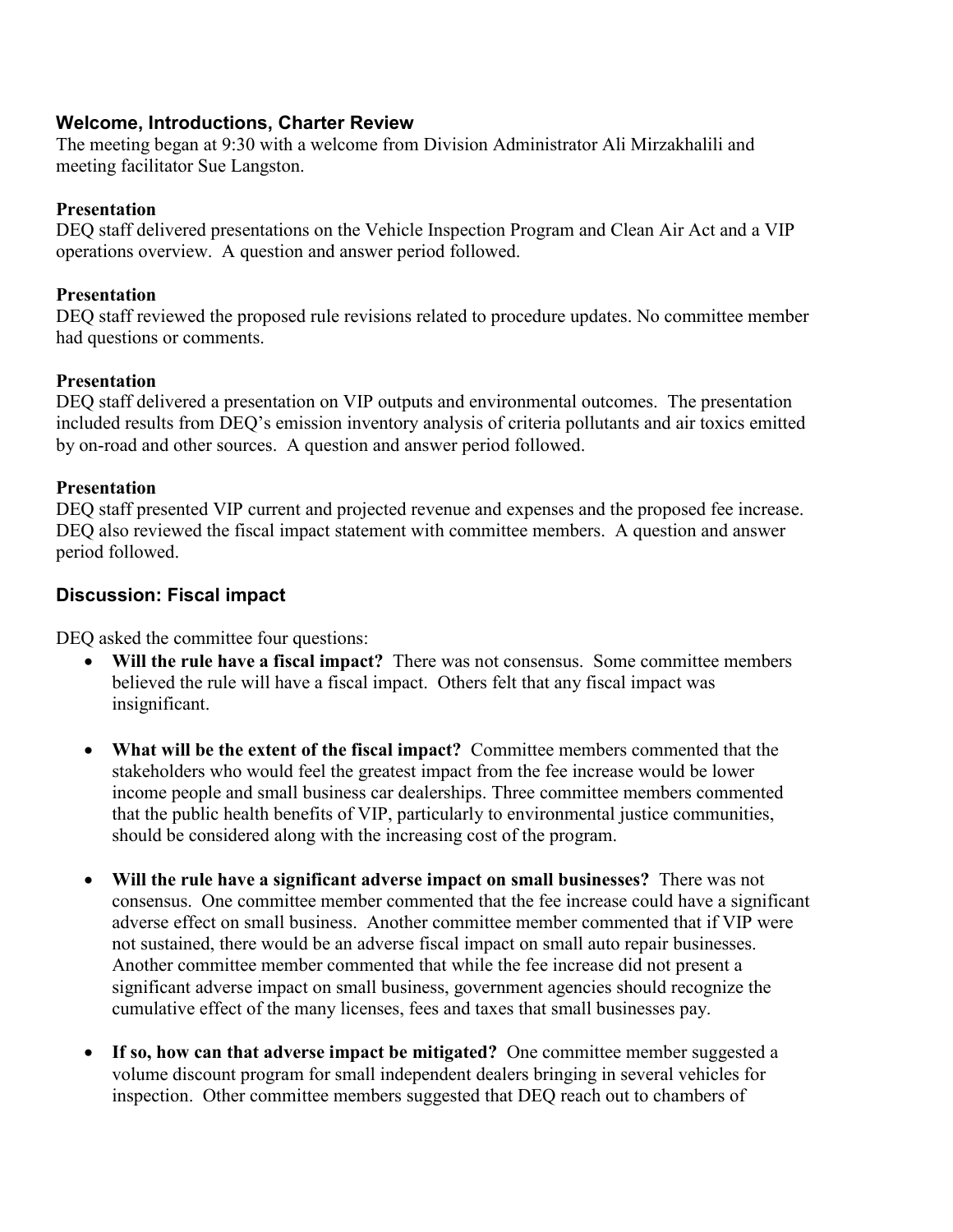### Welcome, Introductions, Charter Review

The meeting began at 9:30 with a welcome from Division Administrator Ali Mirzakhalili and meeting facilitator Sue Langston.

**Presentation**

DEQ staff delivered presentations on the Vehicle Inspection Program and Clean Air Act and a VIP operations overview. A question and answer period followed.

**Presentation**

DEQ staff reviewed the proposed rule revisions related to procedure updates. No committee member had questions or comments.

**Presentation**

DEQ staff delivered a presentation on VIP outputs and environmental outcomes. The presentation included results from DEQ's emission inventory analysis of criteria pollutants and air toxics emitted by on-road and other sources. A question and answer period followed.

**Presentation**

DEQ staff presented VIP current and projected revenue and expenses and the proposed fee increase. DEQ also reviewed the fiscal impact statement with committee members. A question and answer period followed.

### Discussion: Fiscal impact

DEQ asked the committee four questions:

- **Will the rule have a fiscal impact?** There was not consensus. Some committee members believed the rule will have a fiscal impact. Others felt that any fiscal impact was insignificant.

- **What will be the extent of the fiscal impact?** Committee members commented that the stakeholders who would feel the greatest impact from the fee increase would be lower income people and small business car dealerships. Three committee members commented that the public health benefits of VIP, particularly to environmental justice communities, should be considered along with the increasing cost of the program.

- **Will the rule have a significant adverse impact on small businesses?** There was not consensus. One committee member commented that the fee increase could have a significant adverse effect on small business. Another committee member commented that if VIP were not sustained, there would be an adverse fiscal impact on small auto repair businesses. Another committee member commented that while the fee increase did not present a significant adverse impact on small business, government agencies should recognize the cumulative effect of the many licenses, fees and taxes that small businesses pay.

- **If so, how can that adverse impact be mitigated?** One committee member suggested a volume discount program for small independent dealers bringing in several vehicles for inspection. Other committee members suggested that DEQ reach out to chambers of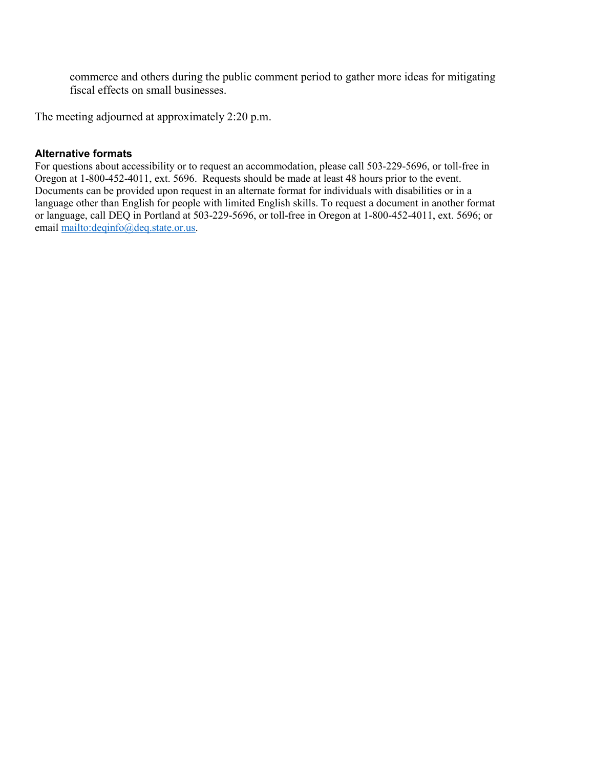commerce and others during the public comment period to gather more ideas for mitigating fiscal effects on small businesses.

The meeting adjourned at approximately 2:20 p.m.

**Alternative formats**

For questions about accessibility or to request an accommodation, please call 503-229-5696, or toll-free in Oregon at 1-800-452-4011, ext. 5696. Requests should be made at least 48 hours prior to the event. Documents can be provided upon request in an alternate format for individuals with disabilities or in a language other than English for people with limited English skills. To request a document in another format or language, call DEQ in Portland at 503-229-5696, or toll-free in Oregon at 1-800-452-4011, ext. 5696; or email mailto:deqinfo@deq.state.or.us.